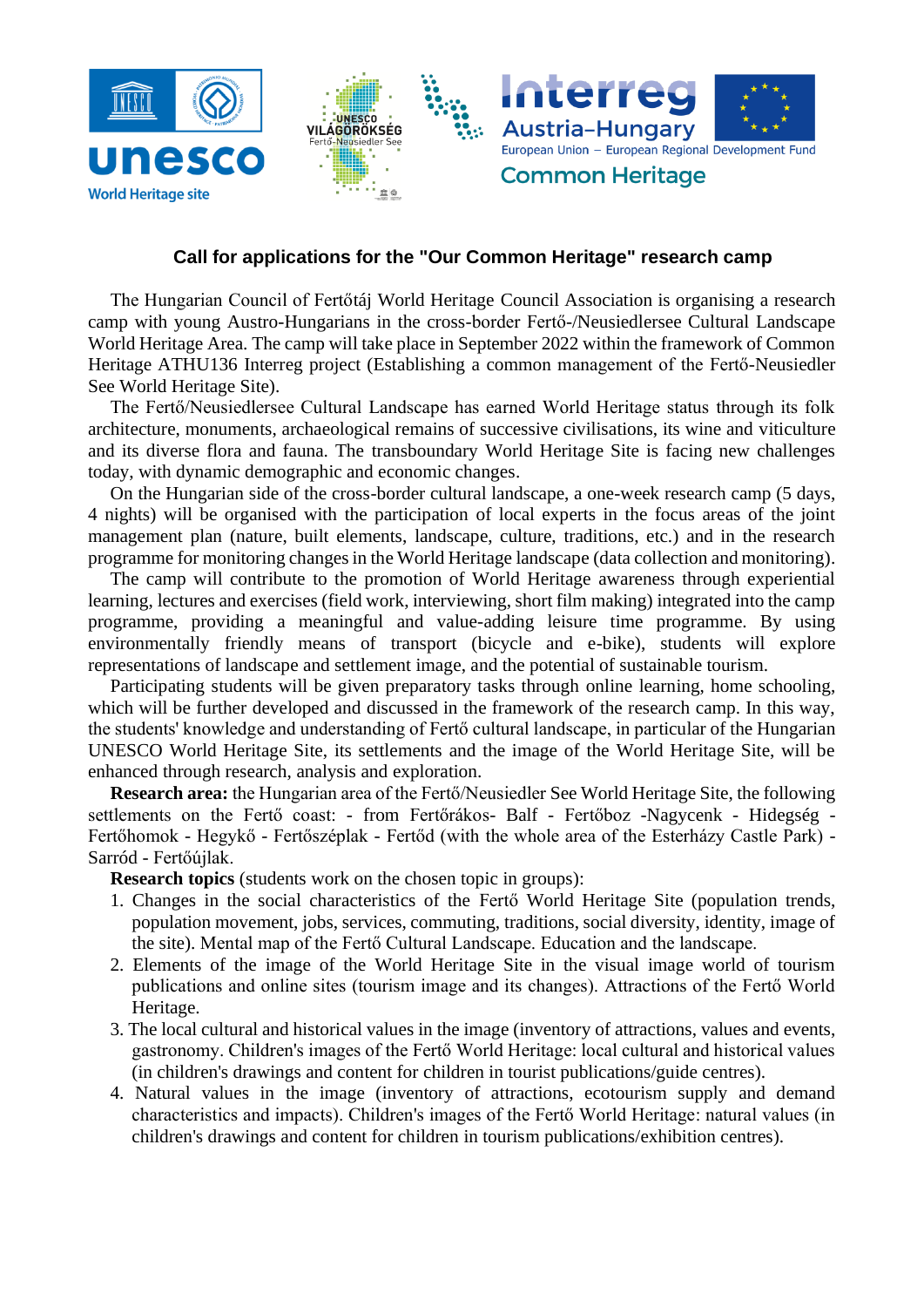## Call for applications for the "Our Common Heritage" research camp

The Hungarian Council of Fertőtáj World Heritage Council Association is organising a research camp with young Austro-Hungarians in the cross-border Fertő-/Neusiedlersee Cultural Landscape World Heritage Area. The camp will take place in September 2022 within the framework of Common Heritage ATHU136 Interreg project (Establishing a common management of the Fertő-Neusiedler See World Heritage Site).

The Fertő/Neusiedlersee Cultural Landscape has earned World Heritage status through its folk architecture, monuments, archaeological remains of successive civilisations, its wine and viticulture and its diverse flora and fauna. The transboundary World Heritage Site is facing new challenges today, with dynamic demographic and economic changes.

On the Hungarian side of the cross-border cultural landscape, a one-week research camp (5 days, 4 nights) will be organised with the participation of local experts in the focus areas of the joint management plan (nature, built elements, landscape, culture, traditions, etc.) and in the research programme for monitoring changes in the World Heritage landscape (data collection and monitoring).

The camp will contribute to the promotion of World Heritage awareness through experiential learning, lectures and exercises (field work, interviewing, short film making) integrated into the camp programme, providing a meaningful and value-adding leisure time programme. By using environmentally friendly means of transport (bicycle and e-bike), students will explore representations of landscape and settlement image, and the potential of sustainable tourism.

Participating students will be given preparatory tasks through online learning, home schooling, which will be further developed and discussed in the framework of the research camp. In this way, the students' knowledge and understanding of Fertő cultural landscape, in particular of the Hungarian UNESCO World Heritage Site, its settlements and the image of the World Heritage Site, will be enhanced through research, analysis and exploration.

**Research area:** the Hungarian area of the Fertő/Neusiedler See World Heritage Site, the following settlements on the Fertő coast: - from Fertőrákos- Balf - Fertőboz -Nagycenk - Hidegség - Fertőhomok - Hegykő - Fertőszéplak - Fertőd (with the whole area of the Esterházy Castle Park) - Sarród - Fertőújlak.

**Research topics** (students work on the chosen topic in groups):

1. Changes in the social characteristics of the Fertő World Heritage Site (population trends, population movement, jobs, services, commuting, traditions, social diversity, identity, image of the site). Mental map of the Fertő Cultural Landscape. Education and the landscape.
2. Elements of the image of the World Heritage Site in the visual image world of tourism publications and online sites (tourism image and its changes). Attractions of the Fertő World Heritage.
3. The local cultural and historical values in the image (inventory of attractions, values and events, gastronomy. Children's images of the Fertő World Heritage: local cultural and historical values (in children's drawings and content for children in tourist publications/guide centres).
4. Natural values in the image (inventory of attractions, ecotourism supply and demand characteristics and impacts). Children's images of the Fertő World Heritage: natural values (in children's drawings and content for children in tourism publications/exhibition centres).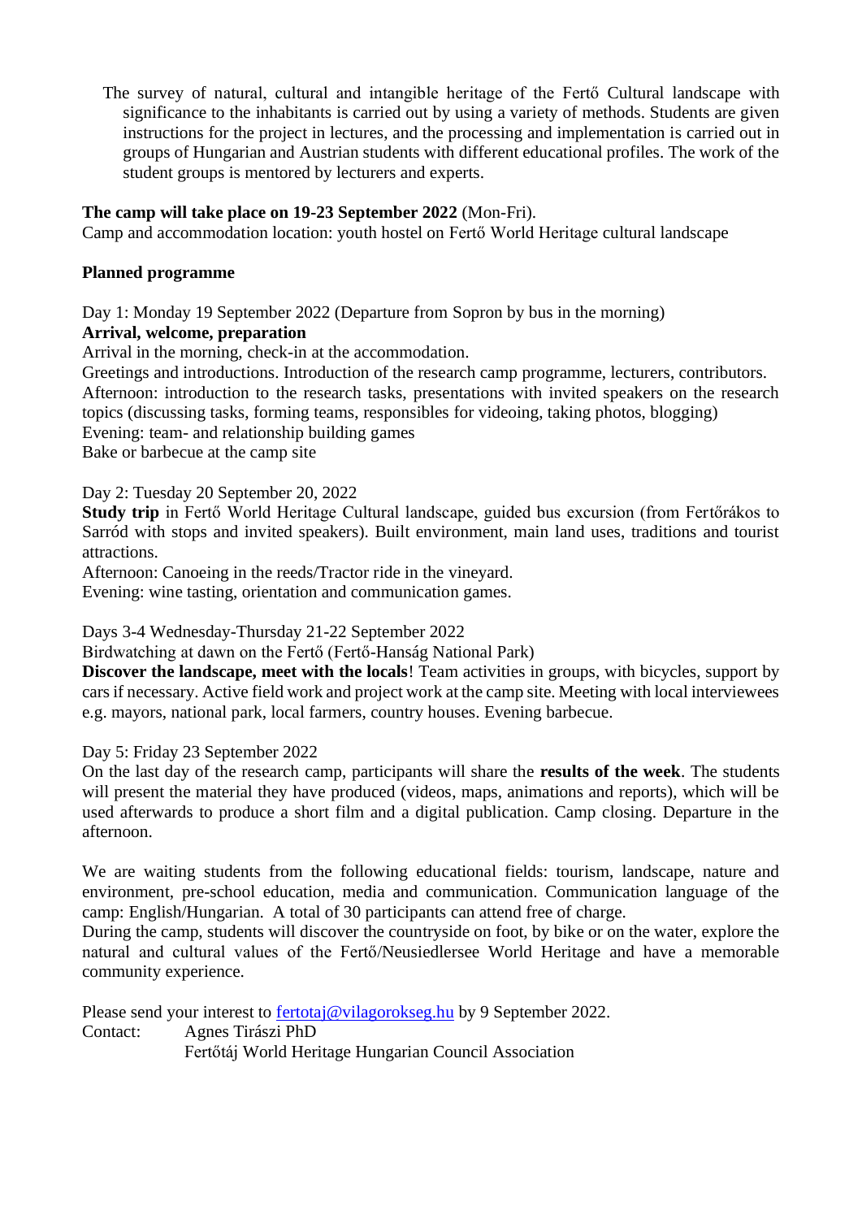The survey of natural, cultural and intangible heritage of the Fertő Cultural landscape with significance to the inhabitants is carried out by using a variety of methods. Students are given instructions for the project in lectures, and the processing and implementation is carried out in groups of Hungarian and Austrian students with different educational profiles. The work of the student groups is mentored by lecturers and experts.

**The camp will take place on 19-23 September 2022** (Mon-Fri).
Camp and accommodation location: youth hostel on Fertő World Heritage cultural landscape

**Planned programme**

Day 1: Monday 19 September 2022 (Departure from Sopron by bus in the morning)
**Arrival, welcome, preparation**
Arrival in the morning, check-in at the accommodation.
Greetings and introductions. Introduction of the research camp programme, lecturers, contributors.
Afternoon: introduction to the research tasks, presentations with invited speakers on the research topics (discussing tasks, forming teams, responsibles for videoing, taking photos, blogging)
Evening: team- and relationship building games
Bake or barbecue at the camp site

Day 2: Tuesday 20 September 20, 2022
**Study trip** in Fertő World Heritage Cultural landscape, guided bus excursion (from Fertőrákos to Sarród with stops and invited speakers). Built environment, main land uses, traditions and tourist attractions.
Afternoon: Canoeing in the reeds/Tractor ride in the vineyard.
Evening: wine tasting, orientation and communication games.

Days 3-4 Wednesday-Thursday 21-22 September 2022
Birdwatching at dawn on the Fertő (Fertő-Hanság National Park)
**Discover the landscape, meet with the locals**! Team activities in groups, with bicycles, support by cars if necessary. Active field work and project work at the camp site. Meeting with local interviewees e.g. mayors, national park, local farmers, country houses. Evening barbecue.

Day 5: Friday 23 September 2022
On the last day of the research camp, participants will share the **results of the week**. The students will present the material they have produced (videos, maps, animations and reports), which will be used afterwards to produce a short film and a digital publication. Camp closing. Departure in the afternoon.

We are waiting students from the following educational fields: tourism, landscape, nature and environment, pre-school education, media and communication. Communication language of the camp: English/Hungarian. A total of 30 participants can attend free of charge.
During the camp, students will discover the countryside on foot, by bike or on the water, explore the natural and cultural values of the Fertő/Neusiedlersee World Heritage and have a memorable community experience.

Please send your interest to fertotaj@vilagorokseg.hu by 9 September 2022.
Contact: Agnes Tirászi PhD
Fertőtáj World Heritage Hungarian Council Association